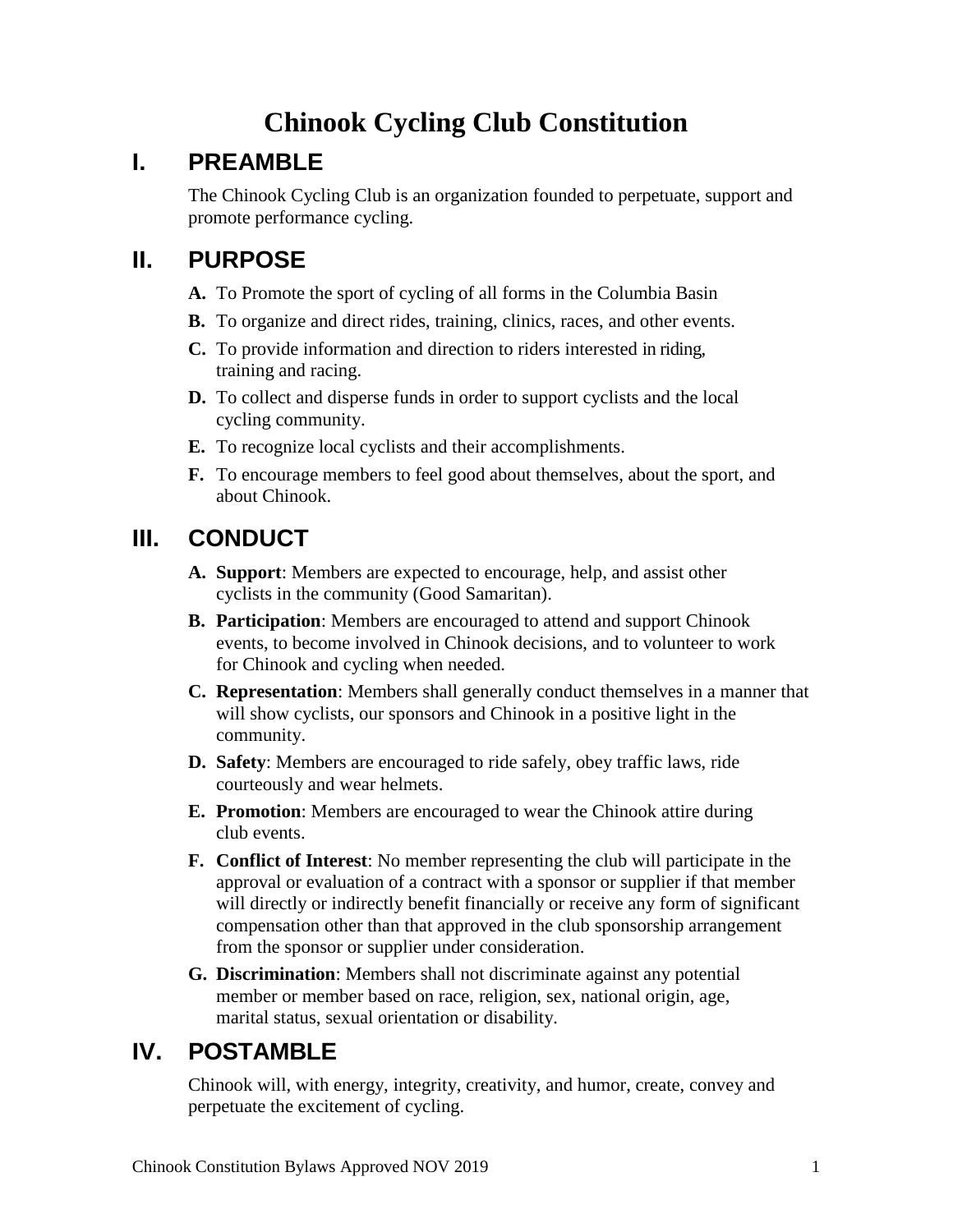# Chinook Cycling Club Constitution

## I. PREAMBLE

The Chinook Cycling Club is an organization founded to perpetuate, support and promote performance cycling.

## II. PURPOSE

**A.** To Promote the sport of cycling of all forms in the Columbia Basin

**B.** To organize and direct rides, training, clinics, races, and other events.

**C.** To provide information and direction to riders interested in riding, training and racing.

**D.** To collect and disperse funds in order to support cyclists and the local cycling community.

**E.** To recognize local cyclists and their accomplishments.

**F.** To encourage members to feel good about themselves, about the sport, and about Chinook.

## III. CONDUCT

**A. Support**: Members are expected to encourage, help, and assist other cyclists in the community (Good Samaritan).

**B. Participation**: Members are encouraged to attend and support Chinook events, to become involved in Chinook decisions, and to volunteer to work for Chinook and cycling when needed.

**C. Representation**: Members shall generally conduct themselves in a manner that will show cyclists, our sponsors and Chinook in a positive light in the community.

**D. Safety**: Members are encouraged to ride safely, obey traffic laws, ride courteously and wear helmets.

**E. Promotion**: Members are encouraged to wear the Chinook attire during club events.

**F. Conflict of Interest**: No member representing the club will participate in the approval or evaluation of a contract with a sponsor or supplier if that member will directly or indirectly benefit financially or receive any form of significant compensation other than that approved in the club sponsorship arrangement from the sponsor or supplier under consideration.

**G. Discrimination**: Members shall not discriminate against any potential member or member based on race, religion, sex, national origin, age, marital status, sexual orientation or disability.

## IV. POSTAMBLE

Chinook will, with energy, integrity, creativity, and humor, create, convey and perpetuate the excitement of cycling.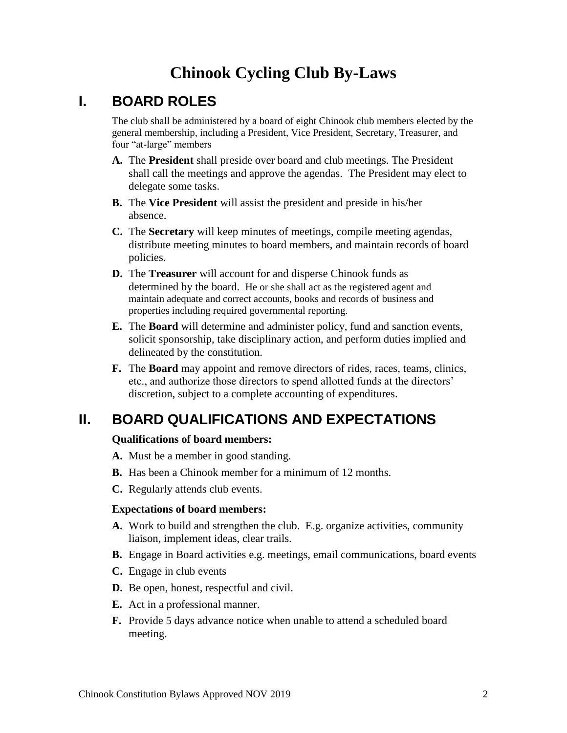# Chinook Cycling Club By-Laws

## I. BOARD ROLES

The club shall be administered by a board of eight Chinook club members elected by the general membership, including a President, Vice President, Secretary, Treasurer, and four "at-large" members

**A.** The **President** shall preside over board and club meetings. The President shall call the meetings and approve the agendas. The President may elect to delegate some tasks.

**B.** The **Vice President** will assist the president and preside in his/her absence.

**C.** The **Secretary** will keep minutes of meetings, compile meeting agendas, distribute meeting minutes to board members, and maintain records of board policies.

**D.** The **Treasurer** will account for and disperse Chinook funds as determined by the board. He or she shall act as the registered agent and maintain adequate and correct accounts, books and records of business and properties including required governmental reporting.

**E.** The **Board** will determine and administer policy, fund and sanction events, solicit sponsorship, take disciplinary action, and perform duties implied and delineated by the constitution.

**F.** The **Board** may appoint and remove directors of rides, races, teams, clinics, etc., and authorize those directors to spend allotted funds at the directors' discretion, subject to a complete accounting of expenditures.

## II. BOARD QUALIFICATIONS AND EXPECTATIONS

**Qualifications of board members:**

**A.** Must be a member in good standing.

**B.** Has been a Chinook member for a minimum of 12 months.

**C.** Regularly attends club events.

**Expectations of board members:**

**A.** Work to build and strengthen the club. E.g. organize activities, community liaison, implement ideas, clear trails.

**B.** Engage in Board activities e.g. meetings, email communications, board events

**C.** Engage in club events

**D.** Be open, honest, respectful and civil.

**E.** Act in a professional manner.

**F.** Provide 5 days advance notice when unable to attend a scheduled board meeting.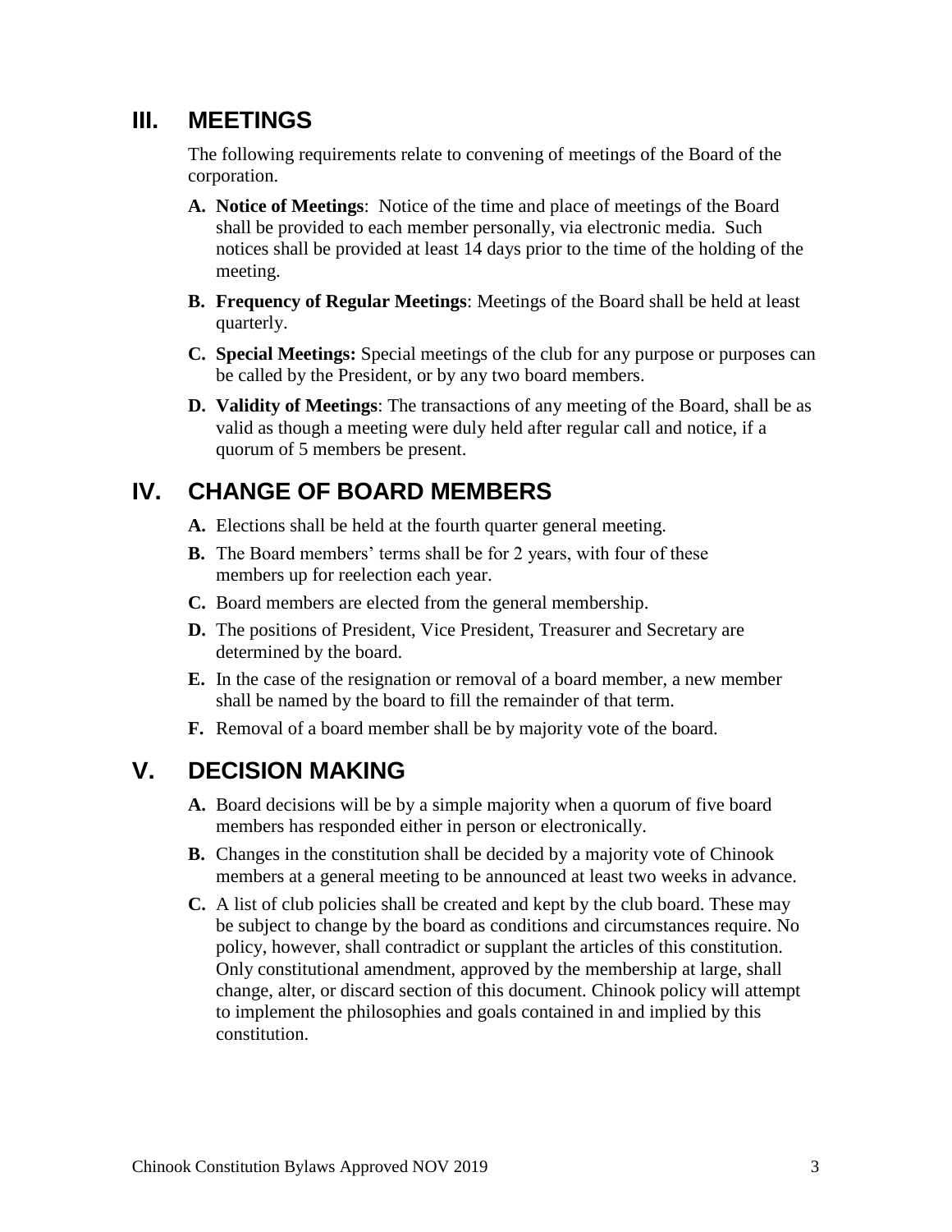## III. MEETINGS

The following requirements relate to convening of meetings of the Board of the corporation.

- **A. Notice of Meetings**: Notice of the time and place of meetings of the Board shall be provided to each member personally, via electronic media. Such notices shall be provided at least 14 days prior to the time of the holding of the meeting.
- **B. Frequency of Regular Meetings**: Meetings of the Board shall be held at least quarterly.
- **C. Special Meetings:** Special meetings of the club for any purpose or purposes can be called by the President, or by any two board members.
- **D. Validity of Meetings**: The transactions of any meeting of the Board, shall be as valid as though a meeting were duly held after regular call and notice, if a quorum of 5 members be present.

## IV. CHANGE OF BOARD MEMBERS

- **A.** Elections shall be held at the fourth quarter general meeting.
- **B.** The Board members' terms shall be for 2 years, with four of these members up for reelection each year.
- **C.** Board members are elected from the general membership.
- **D.** The positions of President, Vice President, Treasurer and Secretary are determined by the board.
- **E.** In the case of the resignation or removal of a board member, a new member shall be named by the board to fill the remainder of that term.
- **F.** Removal of a board member shall be by majority vote of the board.

## V. DECISION MAKING

- **A.** Board decisions will be by a simple majority when a quorum of five board members has responded either in person or electronically.
- **B.** Changes in the constitution shall be decided by a majority vote of Chinook members at a general meeting to be announced at least two weeks in advance.
- **C.** A list of club policies shall be created and kept by the club board. These may be subject to change by the board as conditions and circumstances require. No policy, however, shall contradict or supplant the articles of this constitution. Only constitutional amendment, approved by the membership at large, shall change, alter, or discard section of this document. Chinook policy will attempt to implement the philosophies and goals contained in and implied by this constitution.